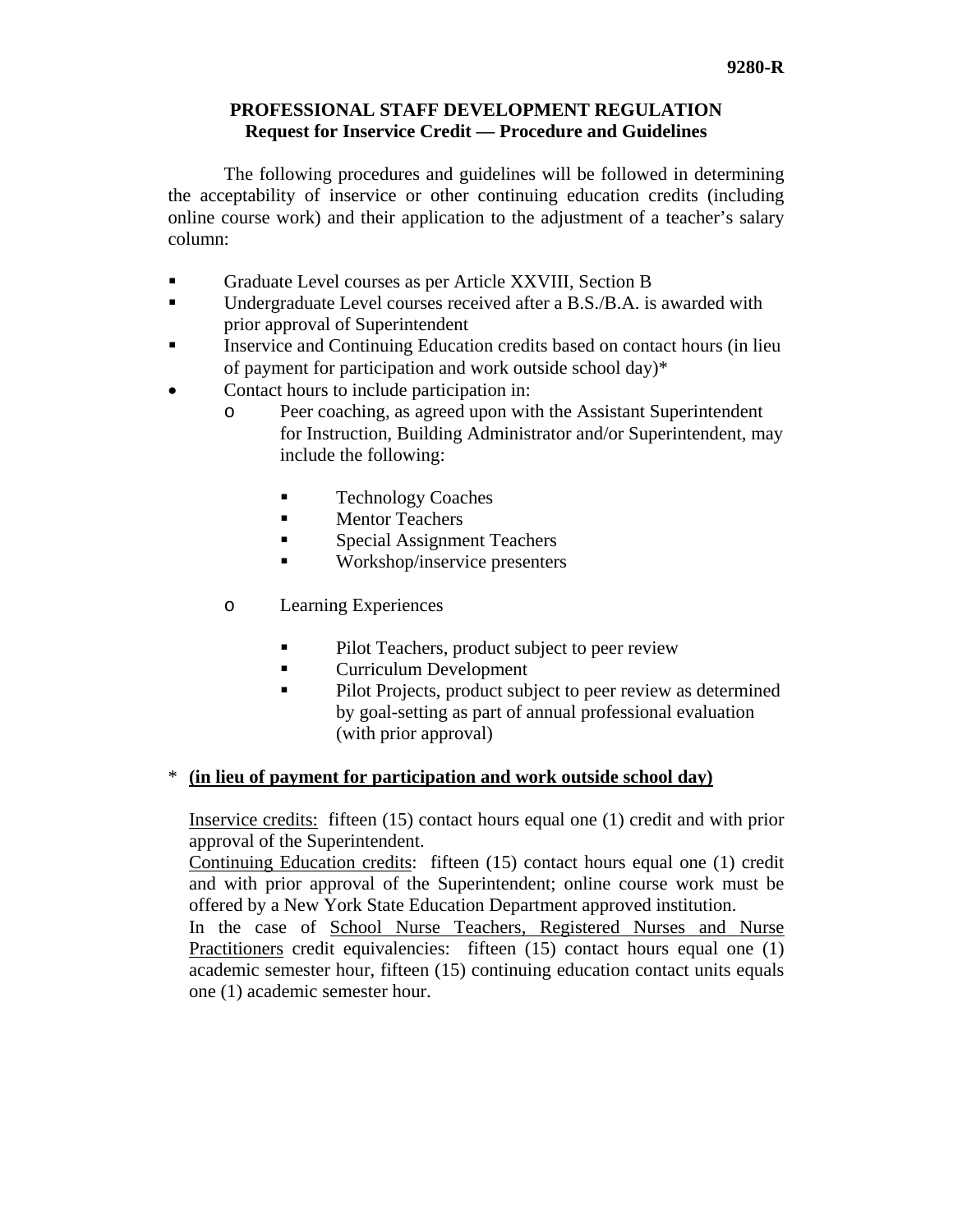9280-R

# PROFESSIONAL STAFF DEVELOPMENT REGULATION
## Request for Inservice Credit — Procedure and Guidelines

The following procedures and guidelines will be followed in determining the acceptability of inservice or other continuing education credits (including online course work) and their application to the adjustment of a teacher's salary column:

- Graduate Level courses as per Article XXVIII, Section B
- Undergraduate Level courses received after a B.S./B.A. is awarded with prior approval of Superintendent
- Inservice and Continuing Education credits based on contact hours (in lieu of payment for participation and work outside school day)*
- Contact hours to include participation in:
  - Peer coaching, as agreed upon with the Assistant Superintendent for Instruction, Building Administrator and/or Superintendent, may include the following:
    - Technology Coaches
    - Mentor Teachers
    - Special Assignment Teachers
    - Workshop/inservice presenters
  - Learning Experiences
    - Pilot Teachers, product subject to peer review
    - Curriculum Development
    - Pilot Projects, product subject to peer review as determined by goal-setting as part of annual professional evaluation (with prior approval)

\* **(in lieu of payment for participation and work outside school day)**

Inservice credits: fifteen (15) contact hours equal one (1) credit and with prior approval of the Superintendent.
Continuing Education credits: fifteen (15) contact hours equal one (1) credit and with prior approval of the Superintendent; online course work must be offered by a New York State Education Department approved institution.
In the case of School Nurse Teachers, Registered Nurses and Nurse Practitioners credit equivalencies: fifteen (15) contact hours equal one (1) academic semester hour, fifteen (15) continuing education contact units equals one (1) academic semester hour.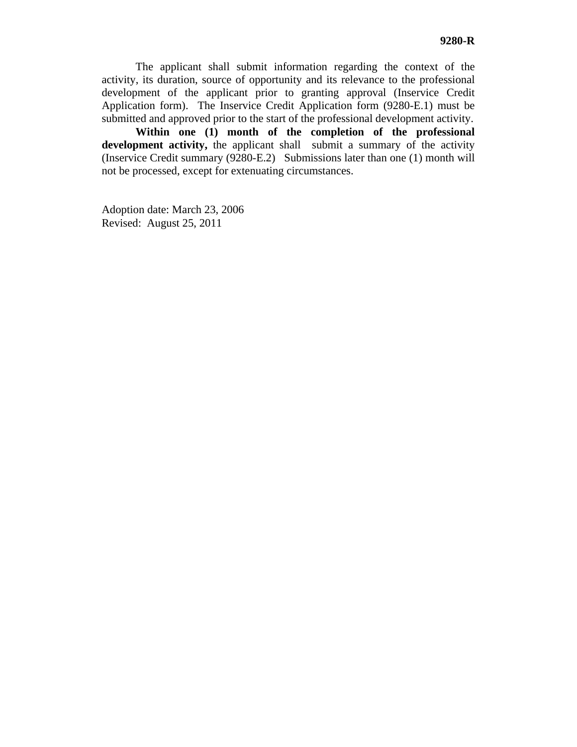The applicant shall submit information regarding the context of the activity, its duration, source of opportunity and its relevance to the professional development of the applicant prior to granting approval (Inservice Credit Application form). The Inservice Credit Application form (9280-E.1) must be submitted and approved prior to the start of the professional development activity.

**Within one (1) month of the completion of the professional development activity,** the applicant shall submit a summary of the activity (Inservice Credit summary (9280-E.2) Submissions later than one (1) month will not be processed, except for extenuating circumstances.

Adoption date: March 23, 2006
Revised: August 25, 2011